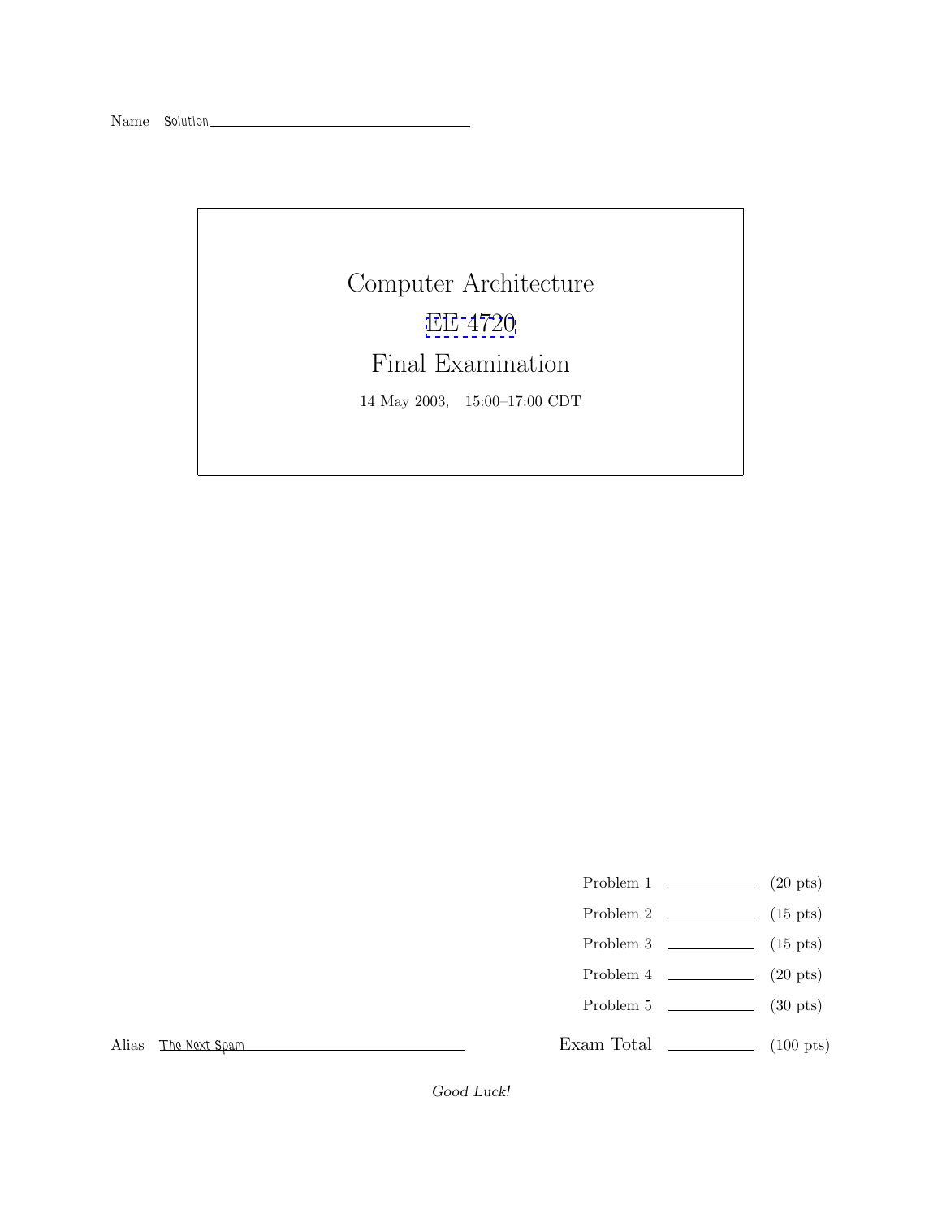Name Solution

# Computer Architecture

## EE 4720

## Final Examination

14 May 2003, 15:00–17:00 CDT

| | | |
|---|---|---|
| Problem 1 | | (20 pts) |
| Problem 2 | | (15 pts) |
| Problem 3 | | (15 pts) |
| Problem 4 | | (20 pts) |
| Problem 5 | | (30 pts) |
| Exam Total | | (100 pts) |

Alias The Next Spam

*Good Luck!*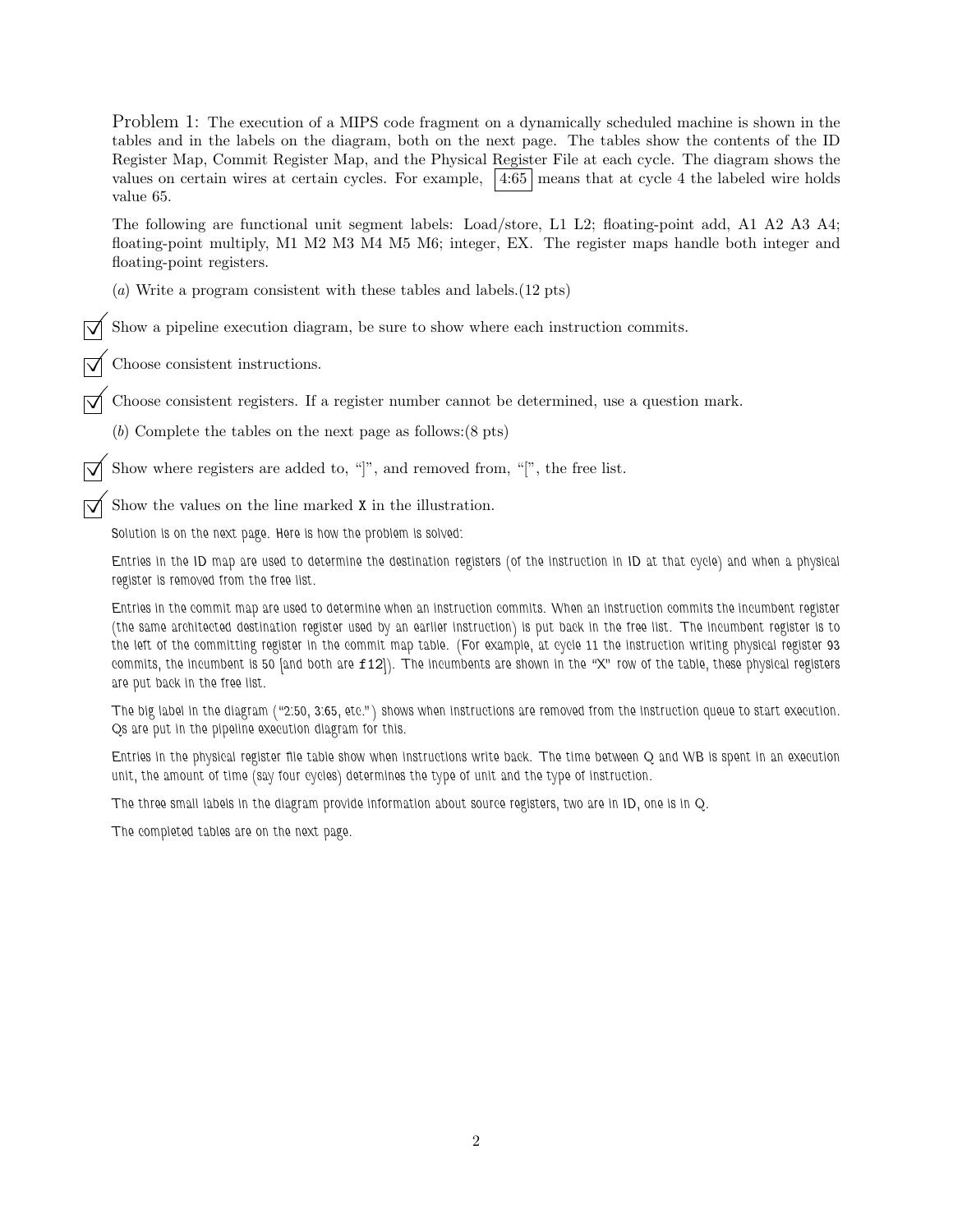Problem 1: The execution of a MIPS code fragment on a dynamically scheduled machine is shown in the tables and in the labels on the diagram, both on the next page. The tables show the contents of the ID Register Map, Commit Register Map, and the Physical Register File at each cycle. The diagram shows the values on certain wires at certain cycles. For example, 4:65 means that at cycle 4 the labeled wire holds value 65.

The following are functional unit segment labels: Load/store, L1 L2; floating-point add, A1 A2 A3 A4; floating-point multiply, M1 M2 M3 M4 M5 M6; integer, EX. The register maps handle both integer and floating-point registers.

(*a*) Write a program consistent with these tables and labels.(12 pts)

- ☑ Show a pipeline execution diagram, be sure to show where each instruction commits.
- ☑ Choose consistent instructions.
- ☑ Choose consistent registers. If a register number cannot be determined, use a question mark.

(*b*) Complete the tables on the next page as follows:(8 pts)

- ☑ Show where registers are added to, "]", and removed from, "[", the free list.
- ☑ Show the values on the line marked X in the illustration.

Solution is on the next page. Here is how the problem is solved:

Entries in the ID map are used to determine the destination registers (of the instruction in ID at that cycle) and when a physical register is removed from the free list.

Entries in the commit map are used to determine when an instruction commits. When an instruction commits the incumbent register (the same architected destination register used by an earlier instruction) is put back in the free list. The incumbent register is to the left of the committing register in the commit map table. (For example, at cycle 11 the instruction writing physical register 93 commits, the incumbent is 50 [and both are `f12`]). The incumbents are shown in the "X" row of the table, these physical registers are put back in the free list.

The big label in the diagram ("2:50, 3:65, etc.") shows when instructions are removed from the instruction queue to start execution. Qs are put in the pipeline execution diagram for this.

Entries in the physical register file table show when instructions write back. The time between Q and WB is spent in an execution unit, the amount of time (say four cycles) determines the type of unit and the type of instruction.

The three small labels in the diagram provide information about source registers, two are in ID, one is in Q.

The completed tables are on the next page.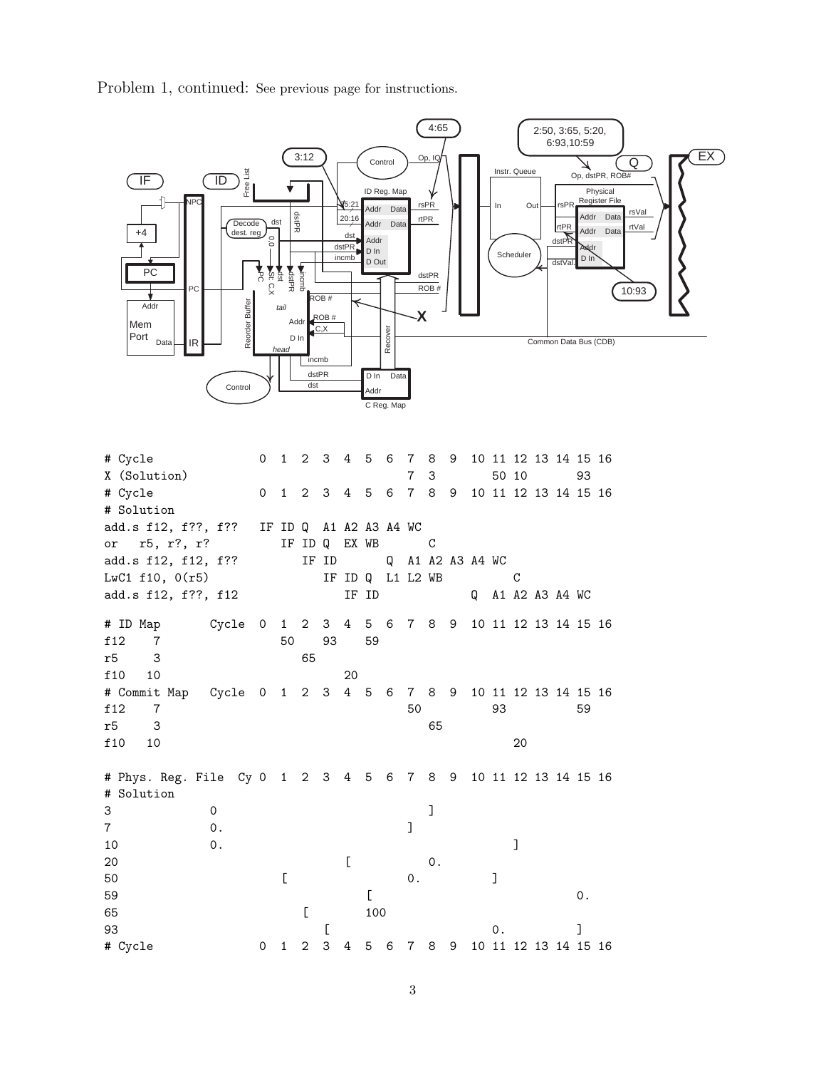Problem 1, continued: See previous page for instructions.

```
# Cycle               0  1  2  3  4  5  6  7  8  9  10 11 12 13 14 15 16
X (Solution)                                 7  3     50 10          93
# Cycle               0  1  2  3  4  5  6  7  8  9  10 11 12 13 14 15 16
# Solution
add.s f12, f??, f??   IF ID Q  A1 A2 A3 A4 WC
or   r5, r?, r?          IF ID Q  EX WB       C
add.s f12, f12, f??         IF ID       Q  A1 A2 A3 A4 WC
LwC1 f10, 0(r5)                IF ID Q  L1 L2 WB          C
add.s f12, f??, f12               IF ID             Q  A1 A2 A3 A4 WC

# ID Map       Cycle  0  1  2  3  4  5  6  7  8  9  10 11 12 13 14 15 16
f12    7                 50    93    59
r5     3                    65
f10   10                          20
# Commit Map   Cycle  0  1  2  3  4  5  6  7  8  9  10 11 12 13 14 15 16
f12    7                                     50          93          59
r5     3                                        65
f10   10                                                    20

# Phys. Reg. File  Cy 0  1  2  3  4  5  6  7  8  9  10 11 12 13 14 15 16
# Solution
3              0                                ]
7              0.                            ]
10             0.                                            ]
20                                [              0.
50                       [                   0.          ]
59                                   [                               0.
65                          [        100
93                             [                         0.          ]
# Cycle               0  1  2  3  4  5  6  7  8  9  10 11 12 13 14 15 16
```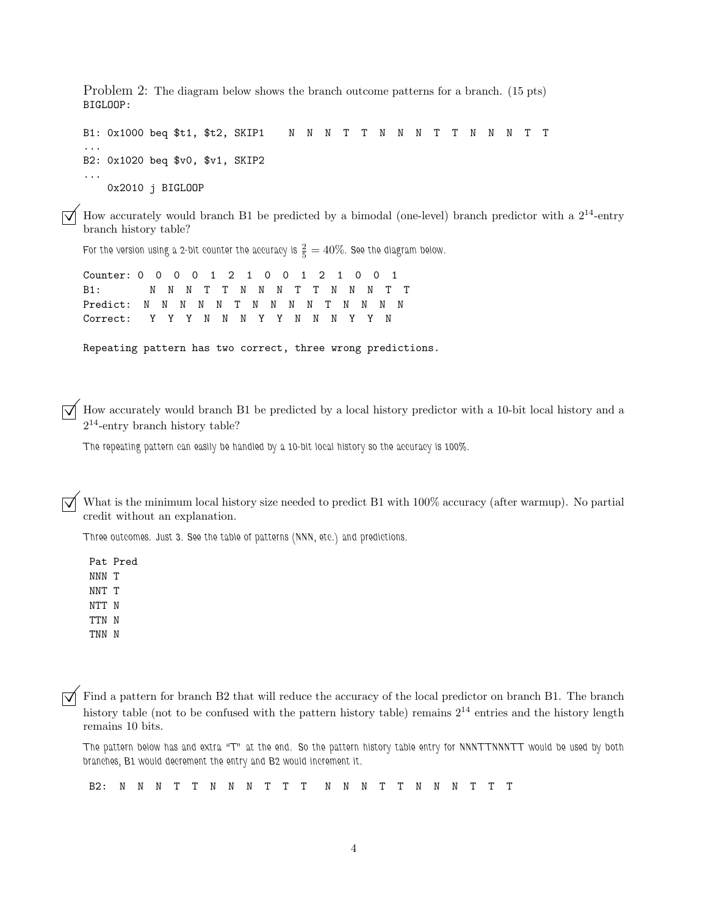Problem 2: The diagram below shows the branch outcome patterns for a branch. (15 pts)

```
BIGLOOP:

B1: 0x1000 beq $t1, $t2, SKIP1    N  N  N  T  T  N  N  N  T  T  N  N  N  T  T
...
B2: 0x1020 beq $v0, $v1, SKIP2
...
    0x2010 j BIGLOOP
```

☑ How accurately would branch B1 be predicted by a bimodal (one-level) branch predictor with a $2^{14}$-entry branch history table?

For the version using a 2-bit counter the accuracy is $\frac{2}{5} = 40\%$. See the diagram below.

```
Counter: 0  0  0  0  1  2  1  0  0  1  2  1  0  0  1
B1:         N  N  N  T  T  N  N  N  T  T  N  N  N  T  T
Predict:  N  N  N  N  N  T  N  N  N  N  T  N  N  N  N
Correct:    Y  Y  Y  N  N  N  Y  Y  N  N  N  Y  Y  N

Repeating pattern has two correct, three wrong predictions.
```

☑ How accurately would branch B1 be predicted by a local history predictor with a 10-bit local history and a $2^{14}$-entry branch history table?

The repeating pattern can easily be handled by a 10-bit local history so the accuracy is 100%.

☑ What is the minimum local history size needed to predict B1 with 100% accuracy (after warmup). No partial credit without an explanation.

Three outcomes. Just 3. See the table of patterns (NNN, etc.) and predictions.

| Pat | Pred |
| --- | --- |
| NNN | T |
| NNT | T |
| NTT | N |
| TTN | N |
| TNN | N |

☑ Find a pattern for branch B2 that will reduce the accuracy of the local predictor on branch B1. The branch history table (not to be confused with the pattern history table) remains $2^{14}$ entries and the history length remains 10 bits.

The pattern below has and extra "T" at the end. So the pattern history table entry for NNNTTNNNTT would be used by both branches, B1 would decrement the entry and B2 would increment it.

```
B2:  N  N  N  T  T  N  N  N  T  T  T   N  N  N  T  T  N  N  N  T  T  T
```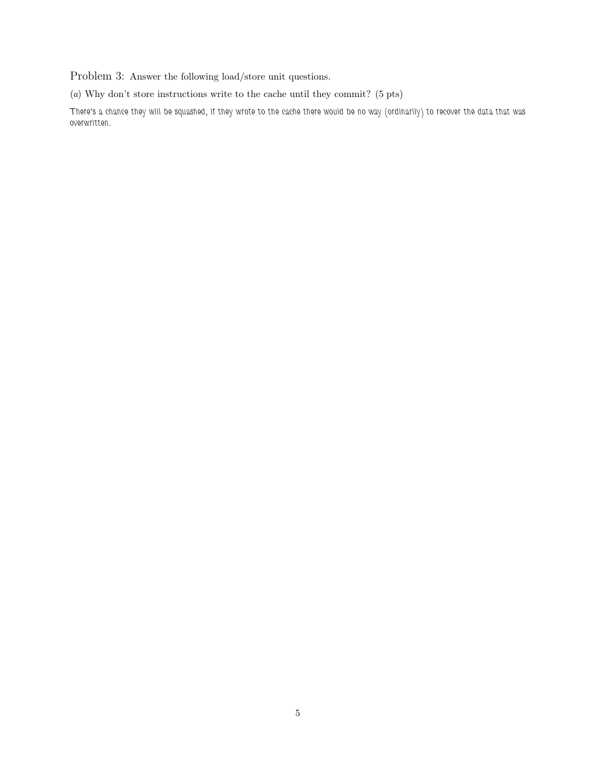Problem 3: Answer the following load/store unit questions.

(*a*) Why don't store instructions write to the cache until they commit? (5 pts)

There's a chance they will be squashed, if they wrote to the cache there would be no way (ordinarily) to recover the data that was overwritten.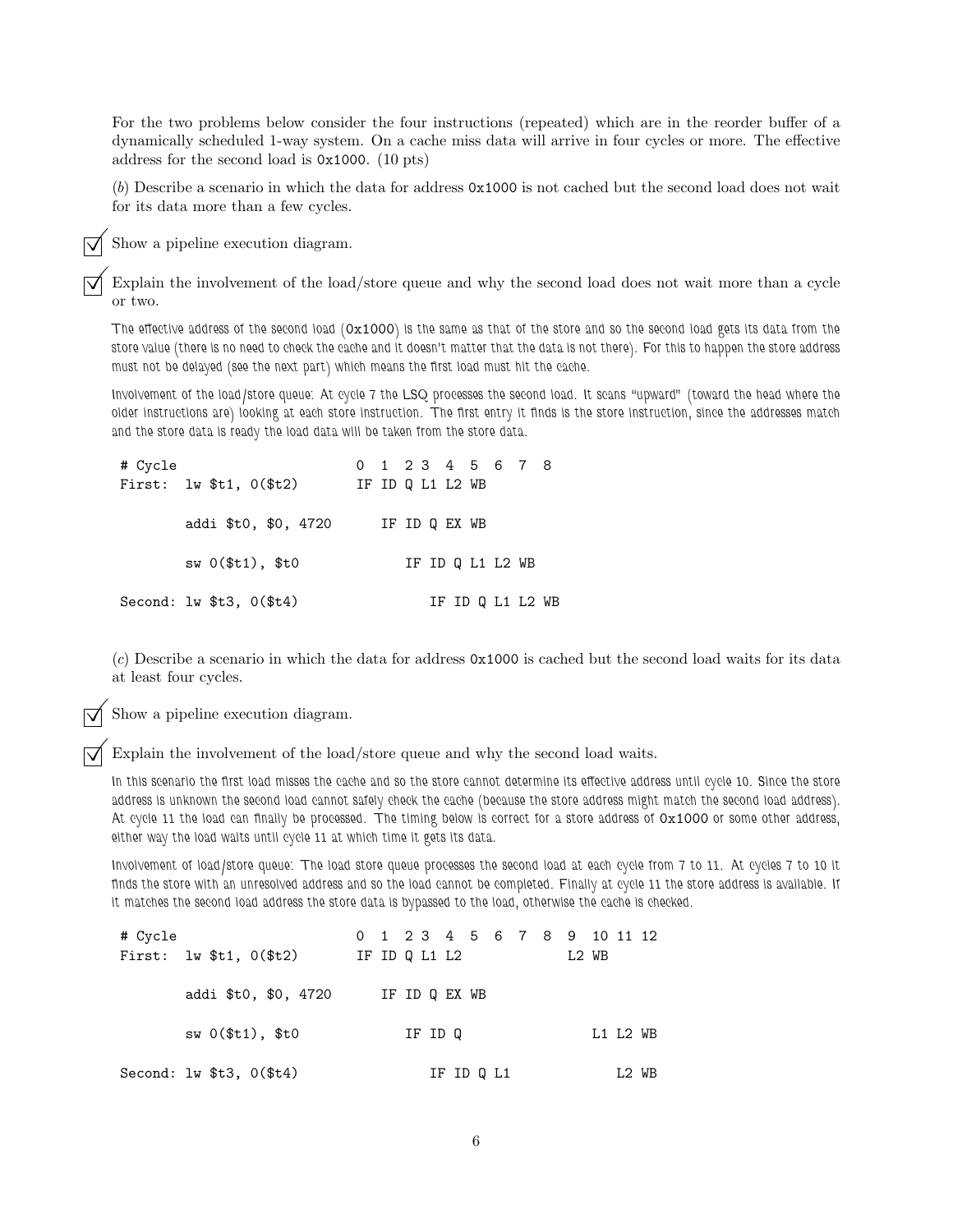For the two problems below consider the four instructions (repeated) which are in the reorder buffer of a dynamically scheduled 1-way system. On a cache miss data will arrive in four cycles or more. The effective address for the second load is `0x1000`. (10 pts)

(*b*) Describe a scenario in which the data for address `0x1000` is not cached but the second load does not wait for its data more than a few cycles.

☑ Show a pipeline execution diagram.

☑ Explain the involvement of the load/store queue and why the second load does not wait more than a cycle or two.

*The effective address of the second load (`0x1000`) is the same as that of the store and so the second load gets its data from the store value (there is no need to check the cache and it doesn't matter that the data is not there). For this to happen the store address must not be delayed (see the next part) which means the first load must hit the cache.*

*Involvement of the load/store queue: At cycle 7 the LSQ processes the second load. It scans "upward" (toward the head where the older instructions are) looking at each store instruction. The first entry it finds is the store instruction, since the addresses match and the store data is ready the load data will be taken from the store data.*

```
# Cycle                      0  1  2 3  4  5  6  7  8
First:  lw $t1, 0($t2)       IF ID Q L1 L2 WB

        addi $t0, $0, 4720      IF ID Q EX WB

        sw 0($t1), $t0             IF ID Q L1 L2 WB

Second: lw $t3, 0($t4)                IF ID Q L1 L2 WB
```

(*c*) Describe a scenario in which the data for address `0x1000` is cached but the second load waits for its data at least four cycles.

☑ Show a pipeline execution diagram.

☑ Explain the involvement of the load/store queue and why the second load waits.

*In this scenario the first load misses the cache and so the store cannot determine its effective address until cycle 10. Since the store address is unknown the second load cannot safely check the cache (because the store address might match the second load address). At cycle 11 the load can finally be processed. The timing below is correct for a store address of `0x1000` or some other address, either way the load waits until cycle 11 at which time it gets its data.*

*Involvement of load/store queue: The load store queue processes the second load at each cycle from 7 to 11. At cycles 7 to 10 it finds the store with an unresolved address and so the load cannot be completed. Finally at cycle 11 the store address is available. If it matches the second load address the store data is bypassed to the load, otherwise the cache is checked.*

```
# Cycle                      0  1  2 3  4  5  6  7  8  9  10 11 12
First:  lw $t1, 0($t2)       IF ID Q L1 L2             L2 WB

        addi $t0, $0, 4720      IF ID Q EX WB

        sw 0($t1), $t0             IF ID Q                L1 L2 WB

Second: lw $t3, 0($t4)                IF ID Q L1             L2 WB
```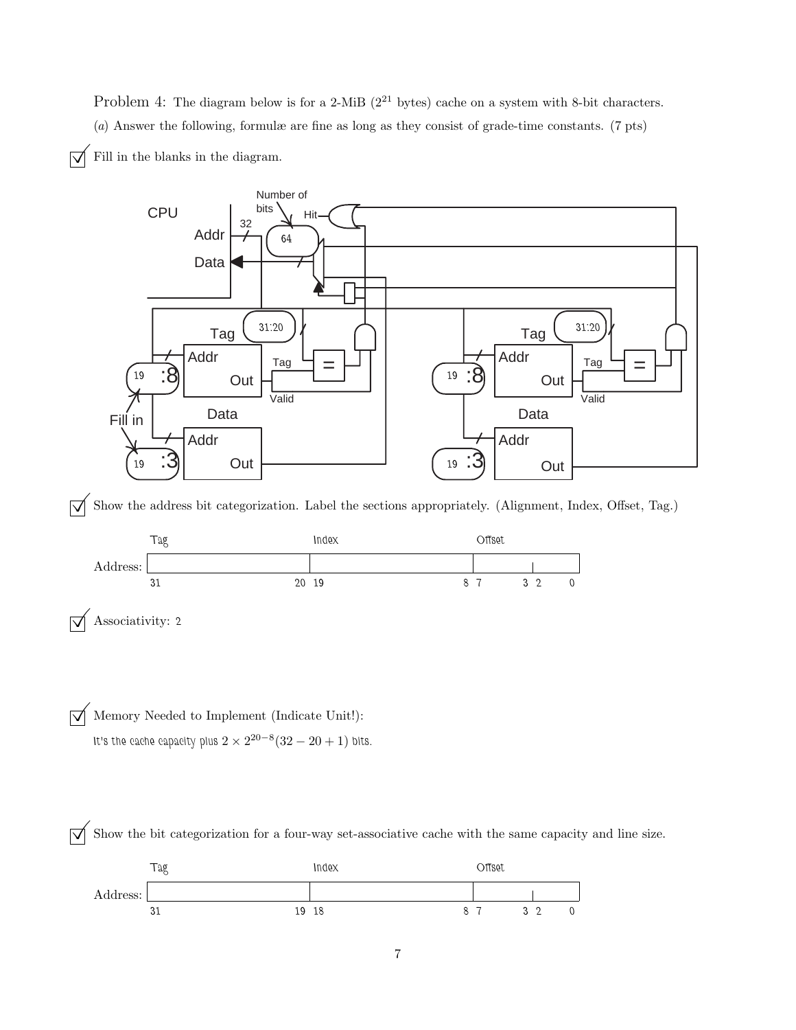Problem 4: The diagram below is for a 2-MiB ($2^{21}$ bytes) cache on a system with 8-bit characters.

(*a*) Answer the following, formulæ are fine as long as they consist of grade-time constants. (7 pts)

☑ Fill in the blanks in the diagram.

CPU

Addr 32

Data

Number of bits: 64

Hit

Tag: 31:20 (both ways)

Tag array Addr: 19:8 (both ways)

Data array Addr: 19:3 (both ways)

Fill in

☑ Show the address bit categorization. Label the sections appropriately. (Alignment, Index, Offset, Tag.)

| | Tag | Index | Offset |
|---|---|---|---|
| Address: | 31 ... 20 | 19 ... 8 | 7 ... 3 \| 2 ... 0 |

☑ Associativity: 2

☑ Memory Needed to Implement (Indicate Unit!):

It's the cache capacity plus $2 \times 2^{20-8}(32 - 20 + 1)$ bits.

☑ Show the bit categorization for a four-way set-associative cache with the same capacity and line size.

| | Tag | Index | Offset |
|---|---|---|---|
| Address: | 31 ... 19 | 18 ... 8 | 7 ... 3 \| 2 ... 0 |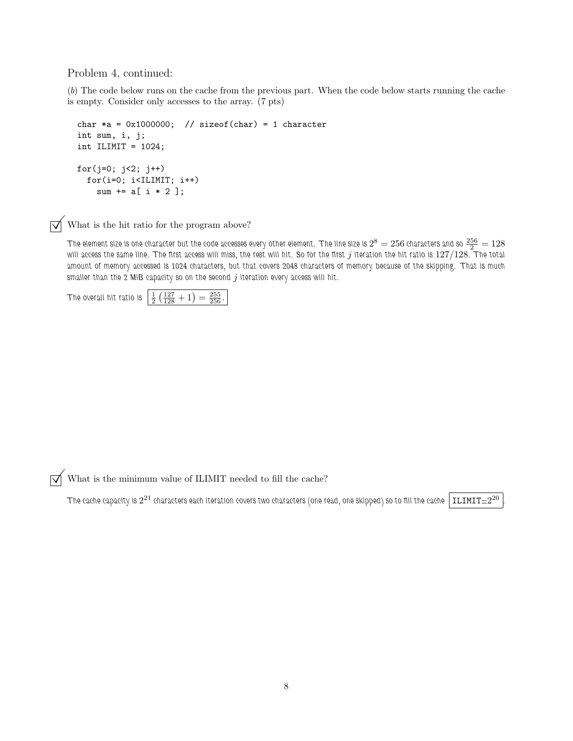Problem 4, continued:

(*b*) The code below runs on the cache from the previous part. When the code below starts running the cache is empty. Consider only accesses to the array. (7 pts)

```
char *a = 0x1000000;  // sizeof(char) = 1 character
int sum, i, j;
int ILIMIT = 1024;

for(j=0; j<2; j++)
  for(i=0; i<ILIMIT; i++)
    sum += a[ i * 2 ];
```

☑ What is the hit ratio for the program above?

The element size is one character but the code accesses every other element. The line size is $2^8 = 256$ characters and so $\frac{256}{2} = 128$ will access the same line. The first access will miss, the rest will hit. So for the first $j$ iteration the hit ratio is $127/128$. The total amount of memory accessed is 1024 characters, but that covers 2048 characters of memory because of the skipping. That is much smaller than the 2 MiB capacity so on the second $j$ iteration every access will hit.

The overall hit ratio is $\boxed{\frac{1}{2}\left(\frac{127}{128}+1\right) = \frac{255}{256}}$.

☑ What is the minimum value of ILIMIT needed to fill the cache?

The cache capacity is $2^{21}$ characters each iteration covers two characters (one read, one skipped) so to fill the cache $\boxed{\texttt{ILIMIT}=2^{20}}$.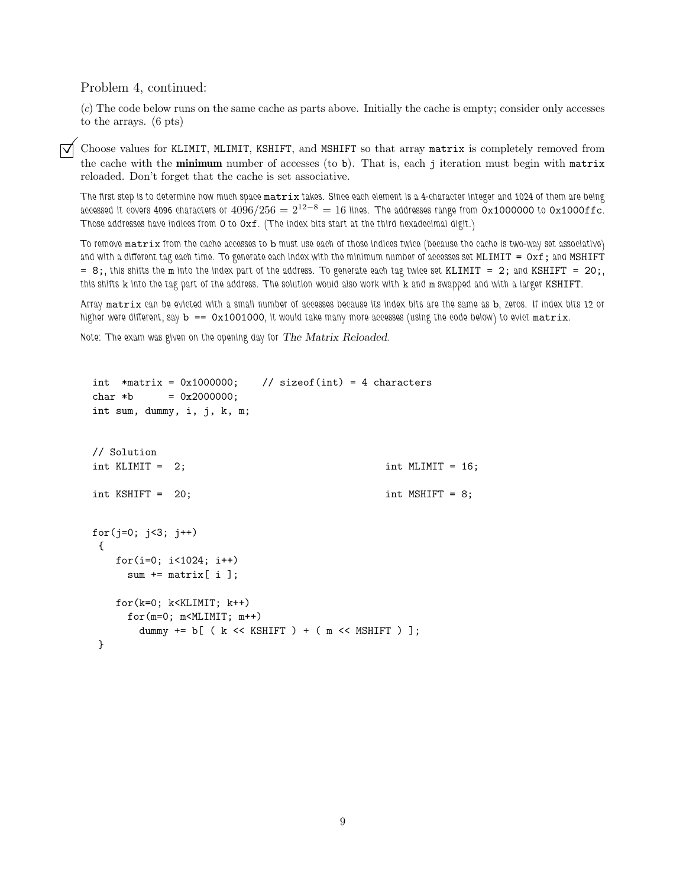Problem 4, continued:

(*c*) The code below runs on the same cache as parts above. Initially the cache is empty; consider only accesses to the arrays. (6 pts)

☑ Choose values for KLIMIT, MLIMIT, KSHIFT, and MSHIFT so that array matrix is completely removed from the cache with the **minimum** number of accesses (to b). That is, each j iteration must begin with matrix reloaded. Don't forget that the cache is set associative.

The first step is to determine how much space matrix takes. Since each element is a 4-character integer and 1024 of them are being accessed it covers 4096 characters or $4096/256 = 2^{12-8} = 16$ lines. The addresses range from 0x1000000 to 0x1000ffc. Those addresses have indices from 0 to 0xf. (The index bits start at the third hexadecimal digit.)

To remove matrix from the cache accesses to b must use each of those indices twice (because the cache is two-way set associative) and with a different tag each time. To generate each index with the minimum number of accesses set MLIMIT = 0xf; and MSHIFT = 8;, this shifts the m into the index part of the address. To generate each tag twice set KLIMIT = 2; and KSHIFT = 20;, this shifts k into the tag part of the address. The solution would also work with k and m swapped and with a larger KSHIFT.

Array matrix can be evicted with a small number of accesses because its index bits are the same as b, zeros. If index bits 12 or higher were different, say b == 0x1001000, it would take many more accesses (using the code below) to evict matrix.

Note: The exam was given on the opening day for *The Matrix Reloaded*.

```
int  *matrix = 0x1000000;    // sizeof(int) = 4 characters
char *b      = 0x2000000;
int sum, dummy, i, j, k, m;


// Solution
int KLIMIT =  2;                                  int MLIMIT = 16;

int KSHIFT =  20;                                 int MSHIFT = 8;


for(j=0; j<3; j++)
 {
    for(i=0; i<1024; i++)
      sum += matrix[ i ];

    for(k=0; k<KLIMIT; k++)
      for(m=0; m<MLIMIT; m++)
        dummy += b[ ( k << KSHIFT ) + ( m << MSHIFT ) ];
 }
```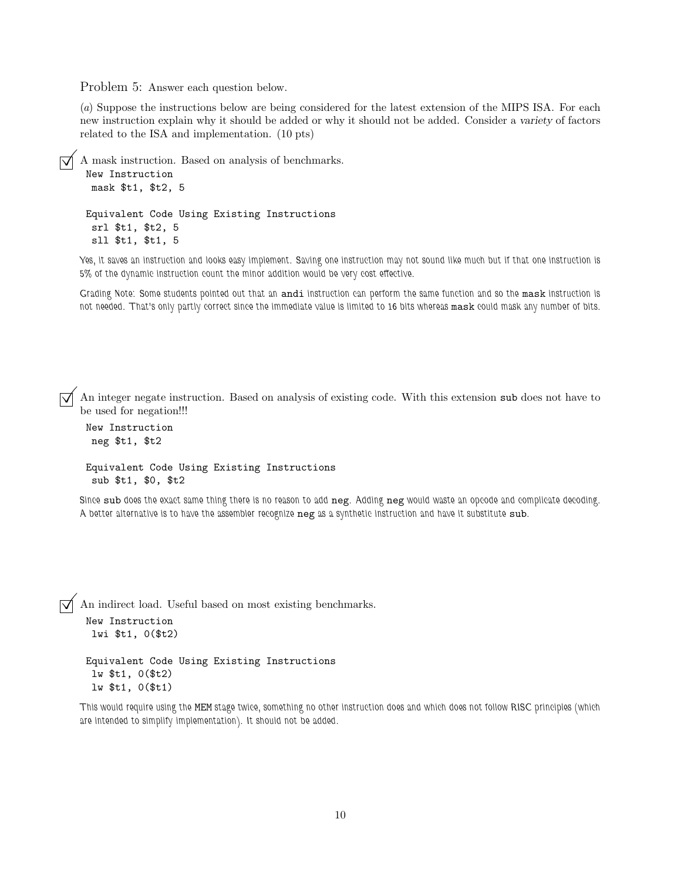Problem 5: Answer each question below.

(*a*) Suppose the instructions below are being considered for the latest extension of the MIPS ISA. For each new instruction explain why it should be added or why it should not be added. Consider a *variety* of factors related to the ISA and implementation. (10 pts)

☑ A mask instruction. Based on analysis of benchmarks.

```
New Instruction
 mask $t1, $t2, 5

Equivalent Code Using Existing Instructions
 srl $t1, $t2, 5
 sll $t1, $t1, 5
```

*Yes, it saves an instruction and looks easy implement. Saving one instruction may not sound like much but if that one instruction is 5% of the dynamic instruction count the minor addition would be very cost effective.*

*Grading Note: Some students pointed out that an* `andi` *instruction can perform the same function and so the* `mask` *instruction is not needed. That's only partly correct since the immediate value is limited to 16 bits whereas* `mask` *could mask any number of bits.*

☑ An integer negate instruction. Based on analysis of existing code. With this extension `sub` does not have to be used for negation!!!

```
New Instruction
 neg $t1, $t2

Equivalent Code Using Existing Instructions
 sub $t1, $0, $t2
```

*Since* `sub` *does the exact same thing there is no reason to add* `neg`*. Adding* `neg` *would waste an opcode and complicate decoding. A better alternative is to have the assembler recognize* `neg` *as a synthetic instruction and have it substitute* `sub`*.*

☑ An indirect load. Useful based on most existing benchmarks.

```
New Instruction
 lwi $t1, 0($t2)

Equivalent Code Using Existing Instructions
 lw $t1, 0($t2)
 lw $t1, 0($t1)
```

*This would require using the MEM stage twice, something no other instruction does and which does not follow RISC principles (which are intended to simplify implementation). It should not be added.*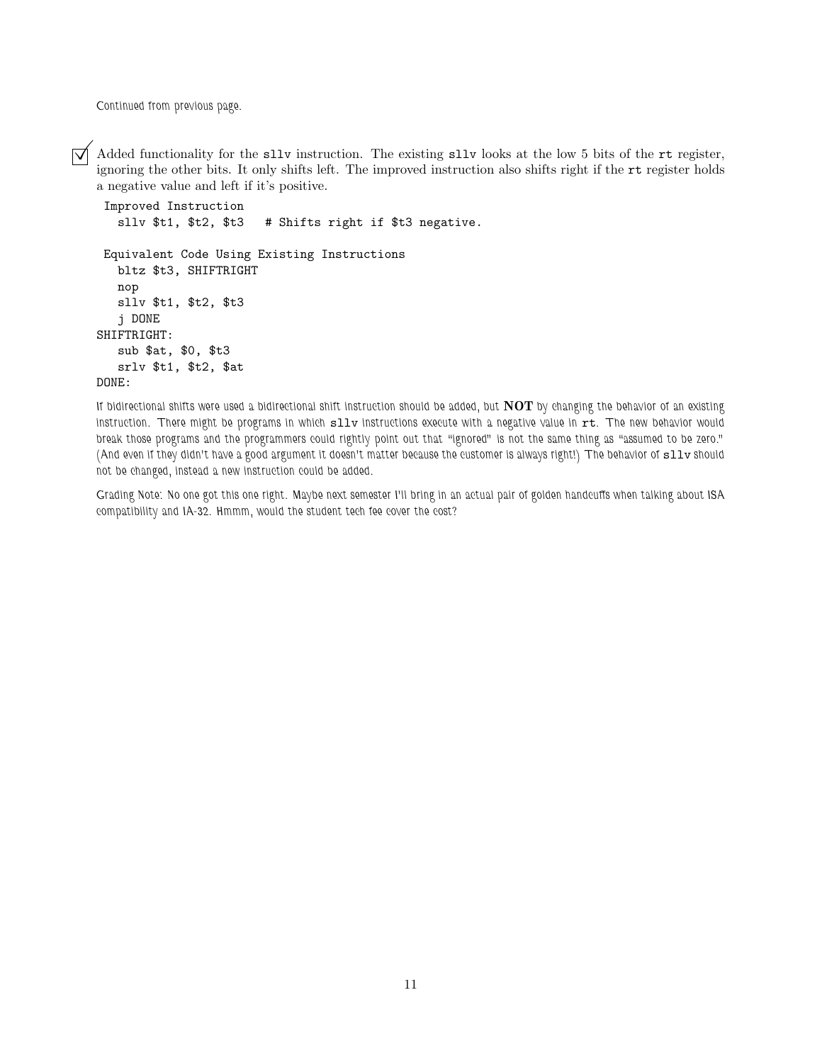Continued from previous page.

☑ Added functionality for the `sllv` instruction. The existing `sllv` looks at the low 5 bits of the `rt` register, ignoring the other bits. It only shifts left. The improved instruction also shifts right if the `rt` register holds a negative value and left if it's positive.

```
 Improved Instruction
   sllv $t1, $t2, $t3   # Shifts right if $t3 negative.

 Equivalent Code Using Existing Instructions
   bltz $t3, SHIFTRIGHT
   nop
   sllv $t1, $t2, $t3
   j DONE
SHIFTRIGHT:
   sub $at, $0, $t3
   srlv $t1, $t2, $at
DONE:
```

If bidirectional shifts were used a bidirectional shift instruction should be added, but **NOT** by changing the behavior of an existing instruction. There might be programs in which `sllv` instructions execute with a negative value in `rt`. The new behavior would break those programs and the programmers could rightly point out that "ignored" is not the same thing as "assumed to be zero." (And even if they didn't have a good argument it doesn't matter because the customer is always right!) The behavior of `sllv` should not be changed, instead a new instruction could be added.

Grading Note: No one got this one right. Maybe next semester I'll bring in an actual pair of golden handcuffs when talking about ISA compatibility and IA-32. Hmmm, would the student tech fee cover the cost?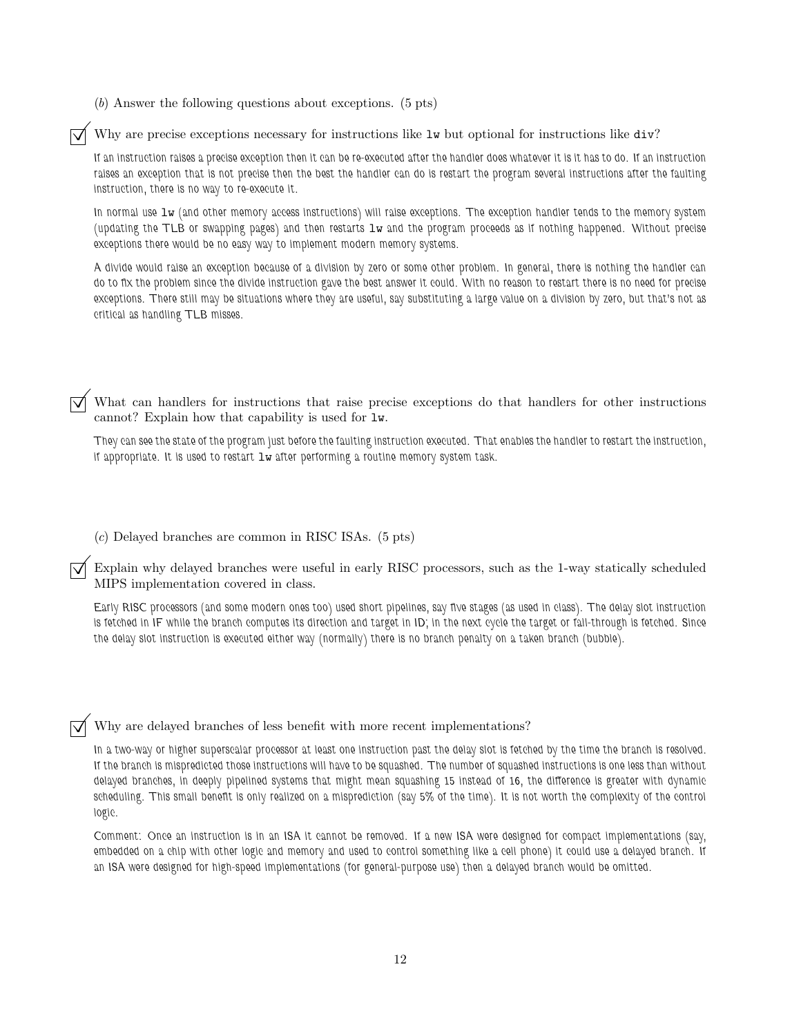(*b*) Answer the following questions about exceptions. (5 pts)

☑ Why are precise exceptions necessary for instructions like `lw` but optional for instructions like `div`?

*If an instruction raises a precise exception then it can be re-executed after the handler does whatever it is it has to do. If an instruction raises an exception that is not precise then the best the handler can do is restart the program several instructions after the faulting instruction, there is no way to re-execute it.*

*In normal use `lw` (and other memory access instructions) will raise exceptions. The exception handler tends to the memory system (updating the TLB or swapping pages) and then restarts `lw` and the program proceeds as if nothing happened. Without precise exceptions there would be no easy way to implement modern memory systems.*

*A divide would raise an exception because of a division by zero or some other problem. In general, there is nothing the handler can do to fix the problem since the divide instruction gave the best answer it could. With no reason to restart there is no need for precise exceptions. There still may be situations where they are useful, say substituting a large value on a division by zero, but that's not as critical as handling TLB misses.*

☑ What can handlers for instructions that raise precise exceptions do that handlers for other instructions cannot? Explain how that capability is used for `lw`.

*They can see the state of the program just before the faulting instruction executed. That enables the handler to restart the instruction, if appropriate. It is used to restart `lw` after performing a routine memory system task.*

(*c*) Delayed branches are common in RISC ISAs. (5 pts)

☑ Explain why delayed branches were useful in early RISC processors, such as the 1-way statically scheduled MIPS implementation covered in class.

*Early RISC processors (and some modern ones too) used short pipelines, say five stages (as used in class). The delay slot instruction is fetched in IF while the branch computes its direction and target in ID; in the next cycle the target or fall-through is fetched. Since the delay slot instruction is executed either way (normally) there is no branch penalty on a taken branch (bubble).*

☑ Why are delayed branches of less benefit with more recent implementations?

*In a two-way or higher superscalar processor at least one instruction past the delay slot is fetched by the time the branch is resolved. If the branch is mispredicted those instructions will have to be squashed. The number of squashed instructions is one less than without delayed branches, in deeply pipelined systems that might mean squashing 15 instead of 16, the difference is greater with dynamic scheduling. This small benefit is only realized on a misprediction (say 5% of the time). It is not worth the complexity of the control logic.*

*Comment: Once an instruction is in an ISA it cannot be removed. If a new ISA were designed for compact implementations (say, embedded on a chip with other logic and memory and used to control something like a cell phone) it could use a delayed branch. If an ISA were designed for high-speed implementations (for general-purpose use) then a delayed branch would be omitted.*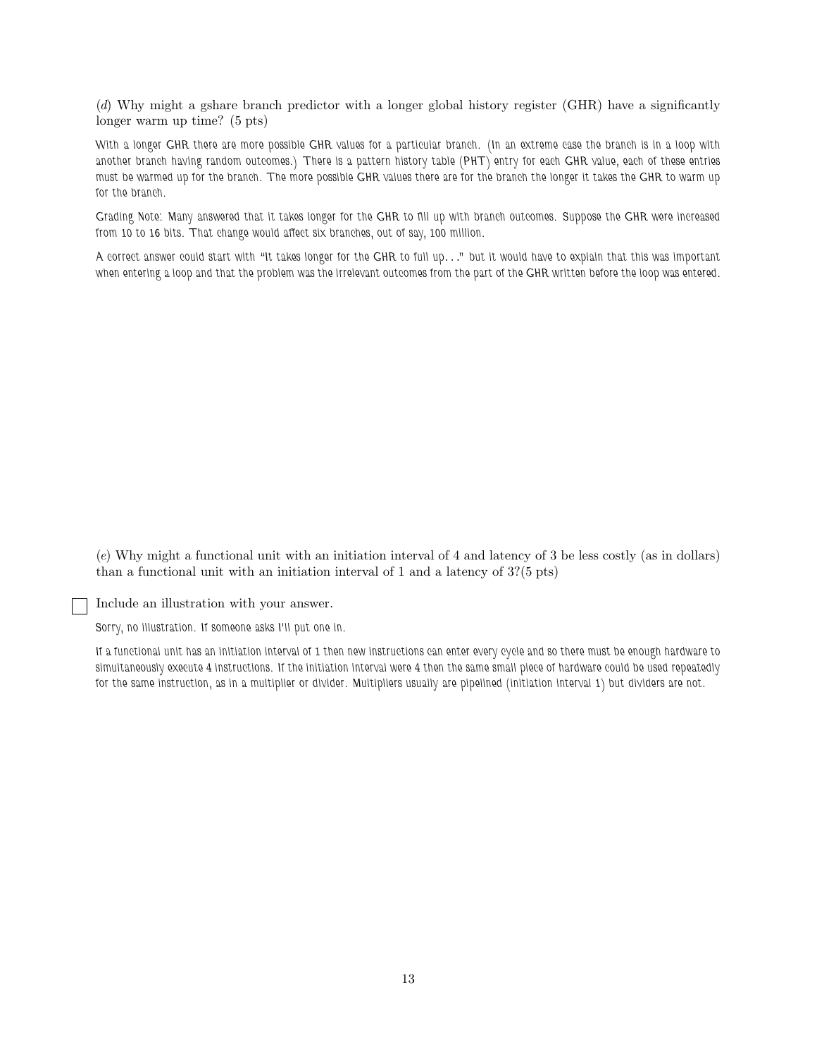(*d*) Why might a gshare branch predictor with a longer global history register (GHR) have a significantly longer warm up time? (5 pts)

With a longer GHR there are more possible GHR values for a particular branch. (In an extreme case the branch is in a loop with another branch having random outcomes.) There is a pattern history table (PHT) entry for each GHR value, each of these entries must be warmed up for the branch. The more possible GHR values there are for the branch the longer it takes the GHR to warm up for the branch.

Grading Note: Many answered that it takes longer for the GHR to fill up with branch outcomes. Suppose the GHR were increased from 10 to 16 bits. That change would affect six branches, out of say, 100 million.

A correct answer could start with "It takes longer for the GHR to full up..." but it would have to explain that this was important when entering a loop and that the problem was the irrelevant outcomes from the part of the GHR written before the loop was entered.

(*e*) Why might a functional unit with an initiation interval of 4 and latency of 3 be less costly (as in dollars) than a functional unit with an initiation interval of 1 and a latency of 3?(5 pts)

☐ Include an illustration with your answer.

Sorry, no illustration. If someone asks I'll put one in.

If a functional unit has an initiation interval of 1 then new instructions can enter every cycle and so there must be enough hardware to simultaneously execute 4 instructions. If the initiation interval were 4 then the same small piece of hardware could be used repeatedly for the same instruction, as in a multiplier or divider. Multipliers usually are pipelined (initiation interval 1) but dividers are not.